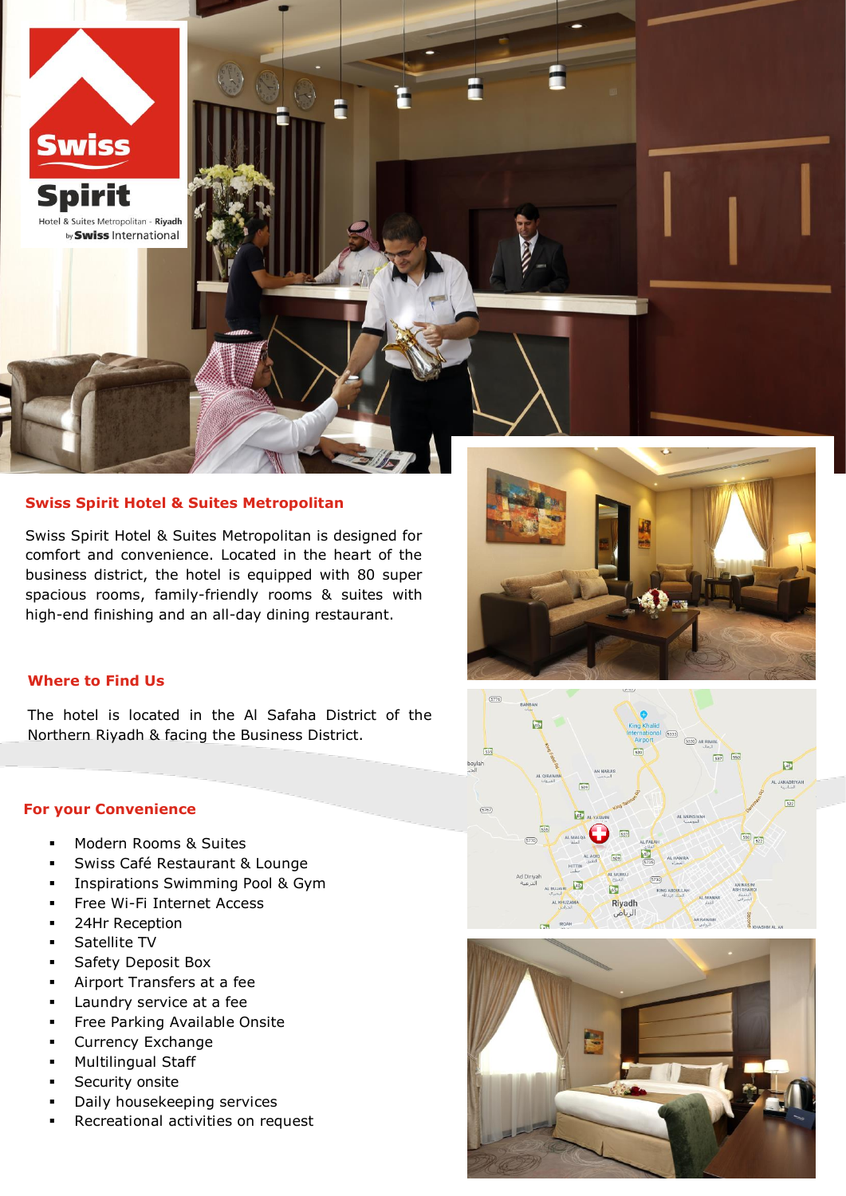## Swiss Spirit Hotel & Suites Metropolitan

Swiss Spirit Hotel & Suites Metropolitan is designed for comfort and convenience. Located in the heart of the business district, the hotel is equipped with 80 super spacious rooms, family-friendly rooms & suites with high-end finishing and an all-day dining restaurant.

## Where to Find Us

The hotel is located in the Al Safaha District of the Northern Riyadh & facing the Business District.

## For your Convenience

- Modern Rooms & Suites
- Swiss Café Restaurant & Lounge
- Inspirations Swimming Pool & Gym
- Free Wi-Fi Internet Access
- 24Hr Reception
- Satellite TV
- Safety Deposit Box
- Airport Transfers at a fee
- Laundry service at a fee
- Free Parking Available Onsite
- Currency Exchange
- Multilingual Staff
- Security onsite
- Daily housekeeping services
- Recreational activities on request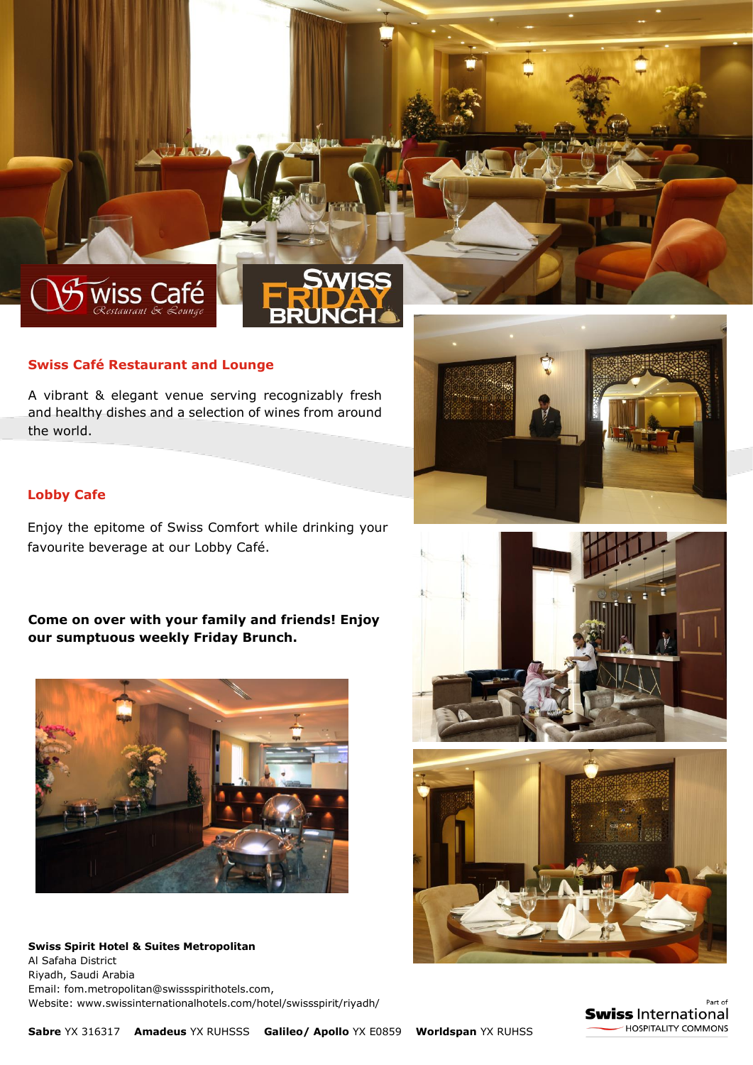## Swiss Café Restaurant and Lounge

A vibrant & elegant venue serving recognizably fresh and healthy dishes and a selection of wines from around the world.

## Lobby Cafe

Enjoy the epitome of Swiss Comfort while drinking your favourite beverage at our Lobby Café.

**Come on over with your family and friends! Enjoy our sumptuous weekly Friday Brunch.**

**Swiss Spirit Hotel & Suites Metropolitan**
Al Safaha District
Riyadh, Saudi Arabia
Email: fom.metropolitan@swissspirithotels.com,
Website: www.swissinternationalhotels.com/hotel/swissspirit/riyadh/

**Sabre** YX 316317 **Amadeus** YX RUHSSS **Galileo/ Apollo** YX E0859 **Worldspan** YX RUHSS

Part of Swiss International HOSPITALITY COMMONS